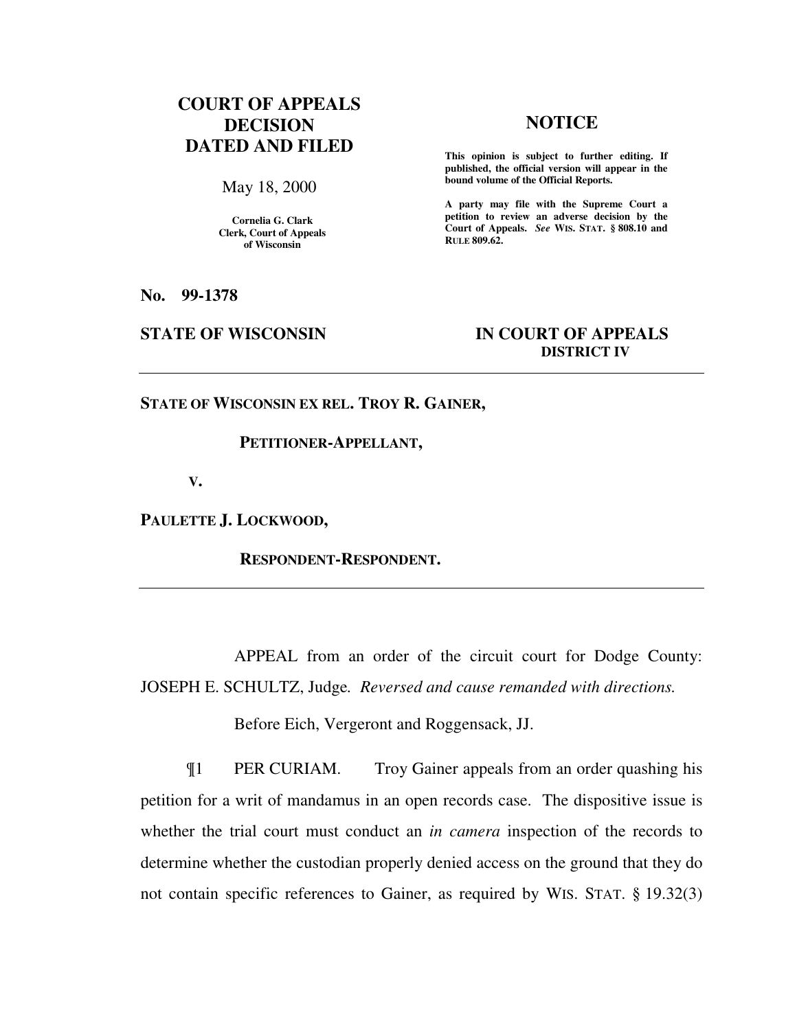**COURT OF APPEALS DECISION DATED AND FILED**

May 18, 2000

**Cornelia G. Clark**
**Clerk, Court of Appeals of Wisconsin**

## NOTICE

**This opinion is subject to further editing. If published, the official version will appear in the bound volume of the Official Reports.**

**A party may file with the Supreme Court a petition to review an adverse decision by the Court of Appeals.** ***See*** **WIS. STAT. § 808.10 and RULE 809.62.**

**No. 99-1378**

**STATE OF WISCONSIN** **IN COURT OF APPEALS**
**DISTRICT IV**

---

**STATE OF WISCONSIN EX REL. TROY R. GAINER,**

**PETITIONER-APPELLANT,**

**V.**

**PAULETTE J. LOCKWOOD,**

**RESPONDENT-RESPONDENT.**

---

APPEAL from an order of the circuit court for Dodge County: JOSEPH E. SCHULTZ, Judge. *Reversed and cause remanded with directions.*

Before Eich, Vergeront and Roggensack, JJ.

¶1 PER CURIAM. Troy Gainer appeals from an order quashing his petition for a writ of mandamus in an open records case. The dispositive issue is whether the trial court must conduct an *in camera* inspection of the records to determine whether the custodian properly denied access on the ground that they do not contain specific references to Gainer, as required by WIS. STAT. § 19.32(3)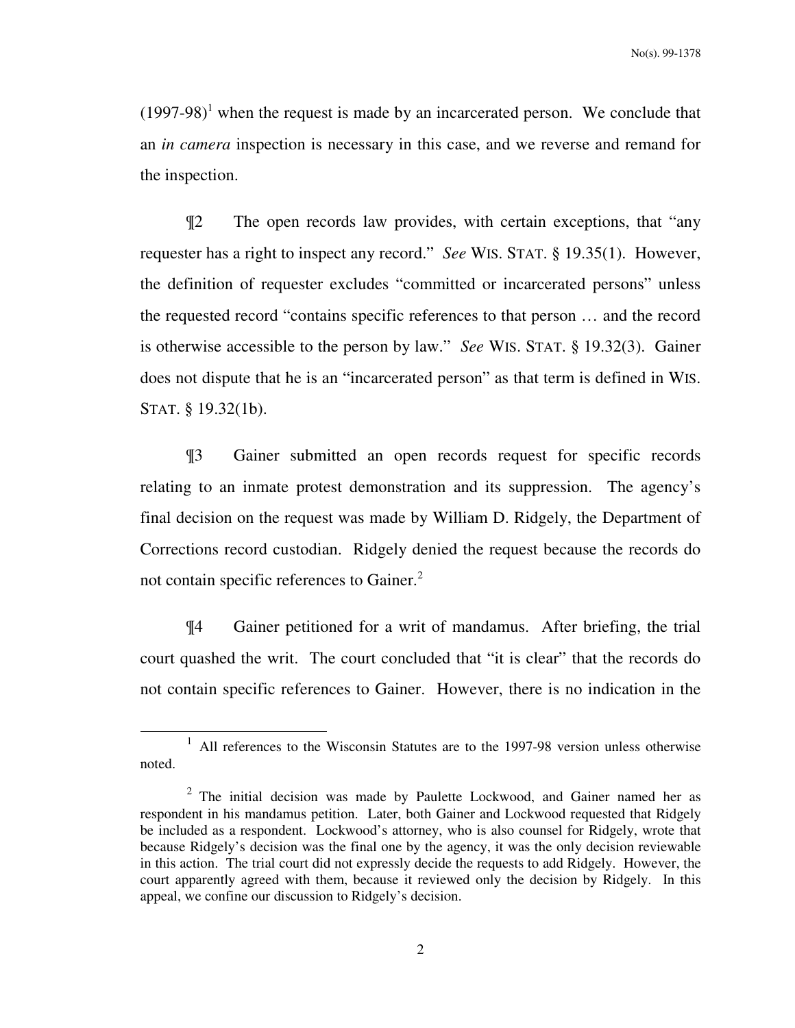(1997-98)[1] when the request is made by an incarcerated person. We conclude that an *in camera* inspection is necessary in this case, and we reverse and remand for the inspection.

¶2 The open records law provides, with certain exceptions, that "any requester has a right to inspect any record." *See* WIS. STAT. § 19.35(1). However, the definition of requester excludes "committed or incarcerated persons" unless the requested record "contains specific references to that person … and the record is otherwise accessible to the person by law." *See* WIS. STAT. § 19.32(3). Gainer does not dispute that he is an "incarcerated person" as that term is defined in WIS. STAT. § 19.32(1b).

¶3 Gainer submitted an open records request for specific records relating to an inmate protest demonstration and its suppression. The agency's final decision on the request was made by William D. Ridgely, the Department of Corrections record custodian. Ridgely denied the request because the records do not contain specific references to Gainer.[2]

¶4 Gainer petitioned for a writ of mandamus. After briefing, the trial court quashed the writ. The court concluded that "it is clear" that the records do not contain specific references to Gainer. However, there is no indication in the

---

[1] All references to the Wisconsin Statutes are to the 1997-98 version unless otherwise noted.

[2] The initial decision was made by Paulette Lockwood, and Gainer named her as respondent in his mandamus petition. Later, both Gainer and Lockwood requested that Ridgely be included as a respondent. Lockwood's attorney, who is also counsel for Ridgely, wrote that because Ridgely's decision was the final one by the agency, it was the only decision reviewable in this action. The trial court did not expressly decide the requests to add Ridgely. However, the court apparently agreed with them, because it reviewed only the decision by Ridgely. In this appeal, we confine our discussion to Ridgely's decision.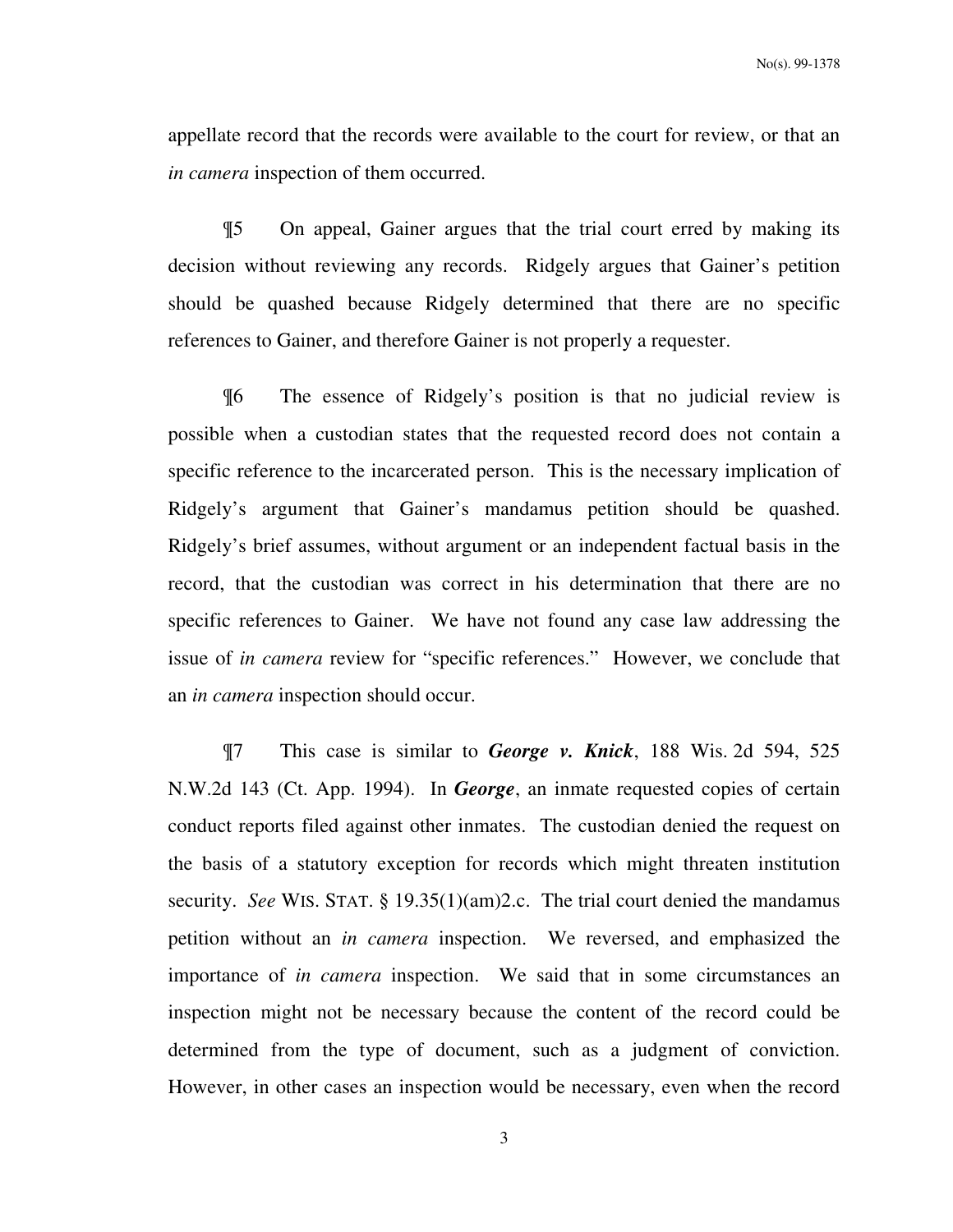appellate record that the records were available to the court for review, or that an *in camera* inspection of them occurred.

¶5 On appeal, Gainer argues that the trial court erred by making its decision without reviewing any records. Ridgely argues that Gainer's petition should be quashed because Ridgely determined that there are no specific references to Gainer, and therefore Gainer is not properly a requester.

¶6 The essence of Ridgely's position is that no judicial review is possible when a custodian states that the requested record does not contain a specific reference to the incarcerated person. This is the necessary implication of Ridgely's argument that Gainer's mandamus petition should be quashed. Ridgely's brief assumes, without argument or an independent factual basis in the record, that the custodian was correct in his determination that there are no specific references to Gainer. We have not found any case law addressing the issue of *in camera* review for "specific references." However, we conclude that an *in camera* inspection should occur.

¶7 This case is similar to ***George v. Knick***, 188 Wis. 2d 594, 525 N.W.2d 143 (Ct. App. 1994). In ***George***, an inmate requested copies of certain conduct reports filed against other inmates. The custodian denied the request on the basis of a statutory exception for records which might threaten institution security. *See* WIS. STAT. § 19.35(1)(am)2.c. The trial court denied the mandamus petition without an *in camera* inspection. We reversed, and emphasized the importance of *in camera* inspection. We said that in some circumstances an inspection might not be necessary because the content of the record could be determined from the type of document, such as a judgment of conviction. However, in other cases an inspection would be necessary, even when the record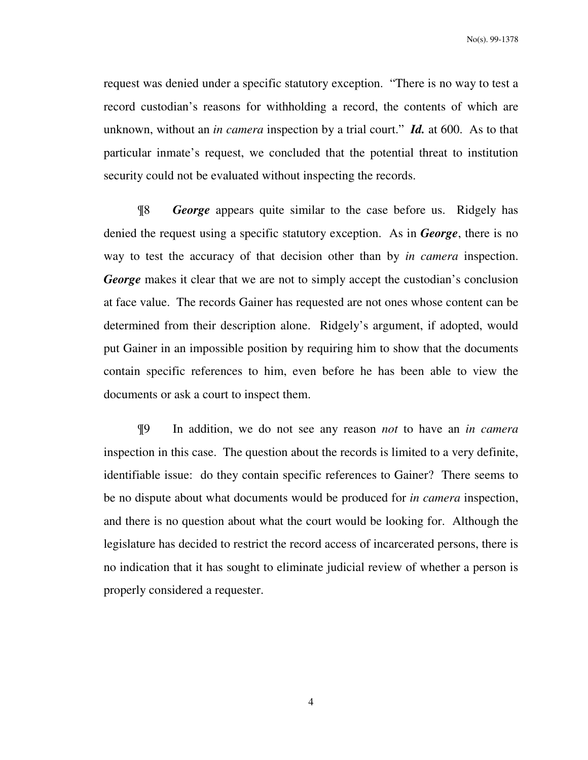request was denied under a specific statutory exception. "There is no way to test a record custodian's reasons for withholding a record, the contents of which are unknown, without an *in camera* inspection by a trial court." ***Id.*** at 600. As to that particular inmate's request, we concluded that the potential threat to institution security could not be evaluated without inspecting the records.

¶8 ***George*** appears quite similar to the case before us. Ridgely has denied the request using a specific statutory exception. As in ***George***, there is no way to test the accuracy of that decision other than by *in camera* inspection. ***George*** makes it clear that we are not to simply accept the custodian's conclusion at face value. The records Gainer has requested are not ones whose content can be determined from their description alone. Ridgely's argument, if adopted, would put Gainer in an impossible position by requiring him to show that the documents contain specific references to him, even before he has been able to view the documents or ask a court to inspect them.

¶9 In addition, we do not see any reason *not* to have an *in camera* inspection in this case. The question about the records is limited to a very definite, identifiable issue: do they contain specific references to Gainer? There seems to be no dispute about what documents would be produced for *in camera* inspection, and there is no question about what the court would be looking for. Although the legislature has decided to restrict the record access of incarcerated persons, there is no indication that it has sought to eliminate judicial review of whether a person is properly considered a requester.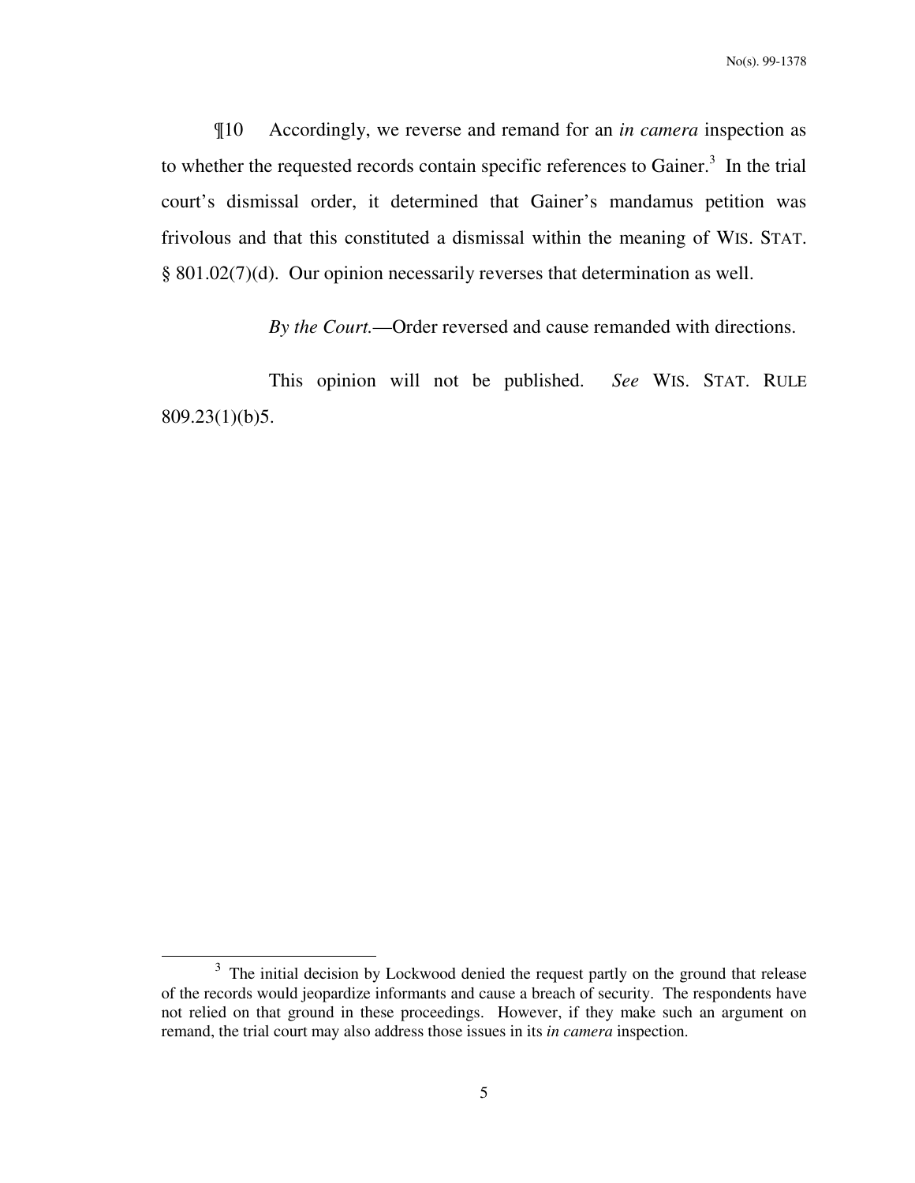¶10 Accordingly, we reverse and remand for an *in camera* inspection as to whether the requested records contain specific references to Gainer.[3] In the trial court's dismissal order, it determined that Gainer's mandamus petition was frivolous and that this constituted a dismissal within the meaning of WIS. STAT. § 801.02(7)(d). Our opinion necessarily reverses that determination as well.

*By the Court.*—Order reversed and cause remanded with directions.

This opinion will not be published. *See* WIS. STAT. RULE 809.23(1)(b)5.

---

[3] The initial decision by Lockwood denied the request partly on the ground that release of the records would jeopardize informants and cause a breach of security. The respondents have not relied on that ground in these proceedings. However, if they make such an argument on remand, the trial court may also address those issues in its *in camera* inspection.